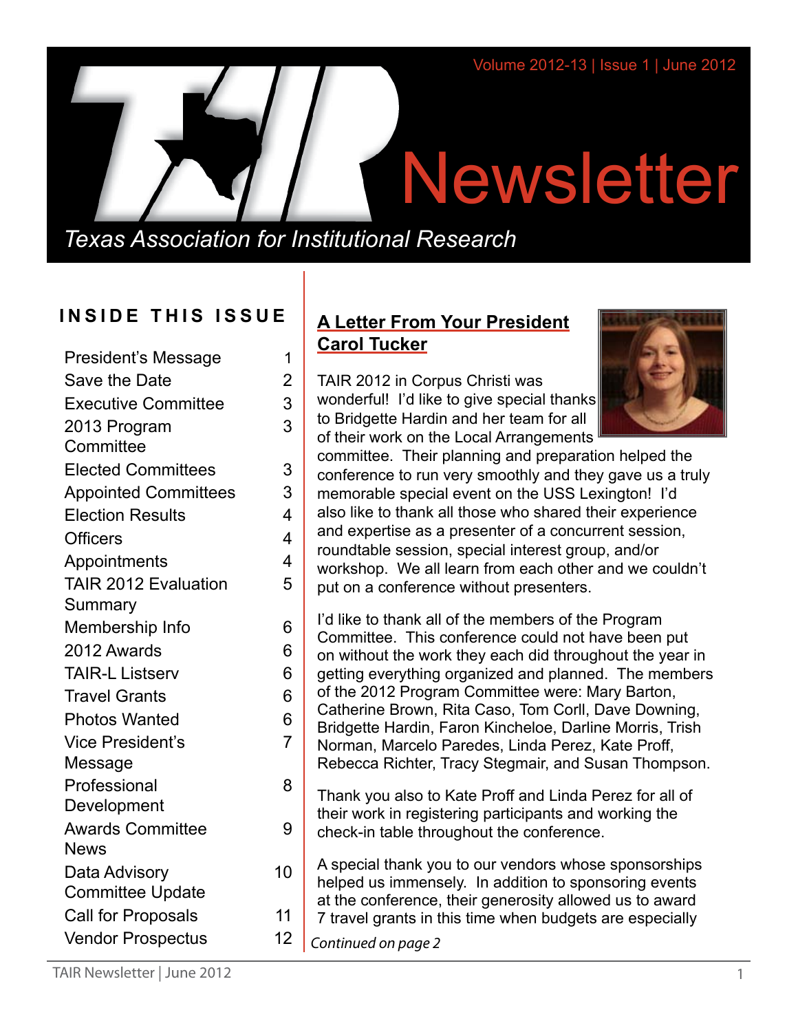# TAIR Newsletter

*Texas Association for Institutional Research*

Volume 2012-13 | Issue 1 | June 2012

## INSIDE THIS ISSUE

| | |
|---|---|
| President's Message | 1 |
| Save the Date | 2 |
| Executive Committee | 3 |
| 2013 Program Committee | 3 |
| Elected Committees | 3 |
| Appointed Committees | 3 |
| Election Results | 4 |
| Officers | 4 |
| Appointments | 4 |
| TAIR 2012 Evaluation Summary | 5 |
| Membership Info | 6 |
| 2012 Awards | 6 |
| TAIR-L Listserv | 6 |
| Travel Grants | 6 |
| Photos Wanted | 6 |
| Vice President's Message | 7 |
| Professional Development | 8 |
| Awards Committee News | 9 |
| Data Advisory Committee Update | 10 |
| Call for Proposals | 11 |
| Vendor Prospectus | 12 |

## A Letter From Your President Carol Tucker

TAIR 2012 in Corpus Christi was wonderful! I'd like to give special thanks to Bridgette Hardin and her team for all of their work on the Local Arrangements committee. Their planning and preparation helped the conference to run very smoothly and they gave us a truly memorable special event on the USS Lexington! I'd also like to thank all those who shared their experience and expertise as a presenter of a concurrent session, roundtable session, special interest group, and/or workshop. We all learn from each other and we couldn't put on a conference without presenters.

I'd like to thank all of the members of the Program Committee. This conference could not have been put on without the work they each did throughout the year in getting everything organized and planned. The members of the 2012 Program Committee were: Mary Barton, Catherine Brown, Rita Caso, Tom Corll, Dave Downing, Bridgette Hardin, Faron Kincheloe, Darline Morris, Trish Norman, Marcelo Paredes, Linda Perez, Kate Proff, Rebecca Richter, Tracy Stegmair, and Susan Thompson.

Thank you also to Kate Proff and Linda Perez for all of their work in registering participants and working the check-in table throughout the conference.

A special thank you to our vendors whose sponsorships helped us immensely. In addition to sponsoring events at the conference, their generosity allowed us to award 7 travel grants in this time when budgets are especially

*Continued on page 2*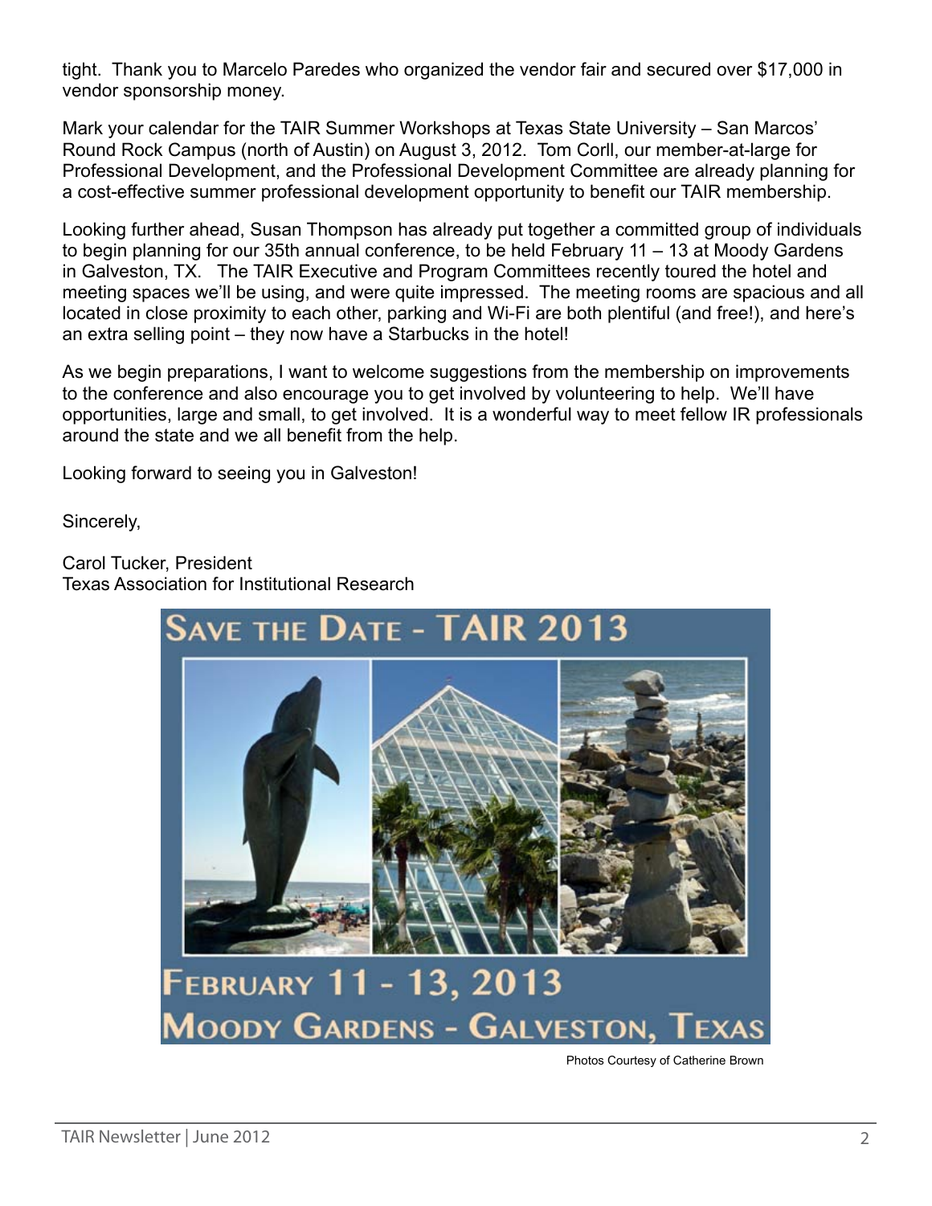tight. Thank you to Marcelo Paredes who organized the vendor fair and secured over $17,000 in vendor sponsorship money.

Mark your calendar for the TAIR Summer Workshops at Texas State University – San Marcos' Round Rock Campus (north of Austin) on August 3, 2012. Tom Corll, our member-at-large for Professional Development, and the Professional Development Committee are already planning for a cost-effective summer professional development opportunity to benefit our TAIR membership.

Looking further ahead, Susan Thompson has already put together a committed group of individuals to begin planning for our 35th annual conference, to be held February 11 – 13 at Moody Gardens in Galveston, TX. The TAIR Executive and Program Committees recently toured the hotel and meeting spaces we'll be using, and were quite impressed. The meeting rooms are spacious and all located in close proximity to each other, parking and Wi-Fi are both plentiful (and free!), and here's an extra selling point – they now have a Starbucks in the hotel!

As we begin preparations, I want to welcome suggestions from the membership on improvements to the conference and also encourage you to get involved by volunteering to help. We'll have opportunities, large and small, to get involved. It is a wonderful way to meet fellow IR professionals around the state and we all benefit from the help.

Looking forward to seeing you in Galveston!

Sincerely,

Carol Tucker, President
Texas Association for Institutional Research

**SAVE THE DATE - TAIR 2013**

**FEBRUARY 11 - 13, 2013**
**MOODY GARDENS - GALVESTON, TEXAS**

Photos Courtesy of Catherine Brown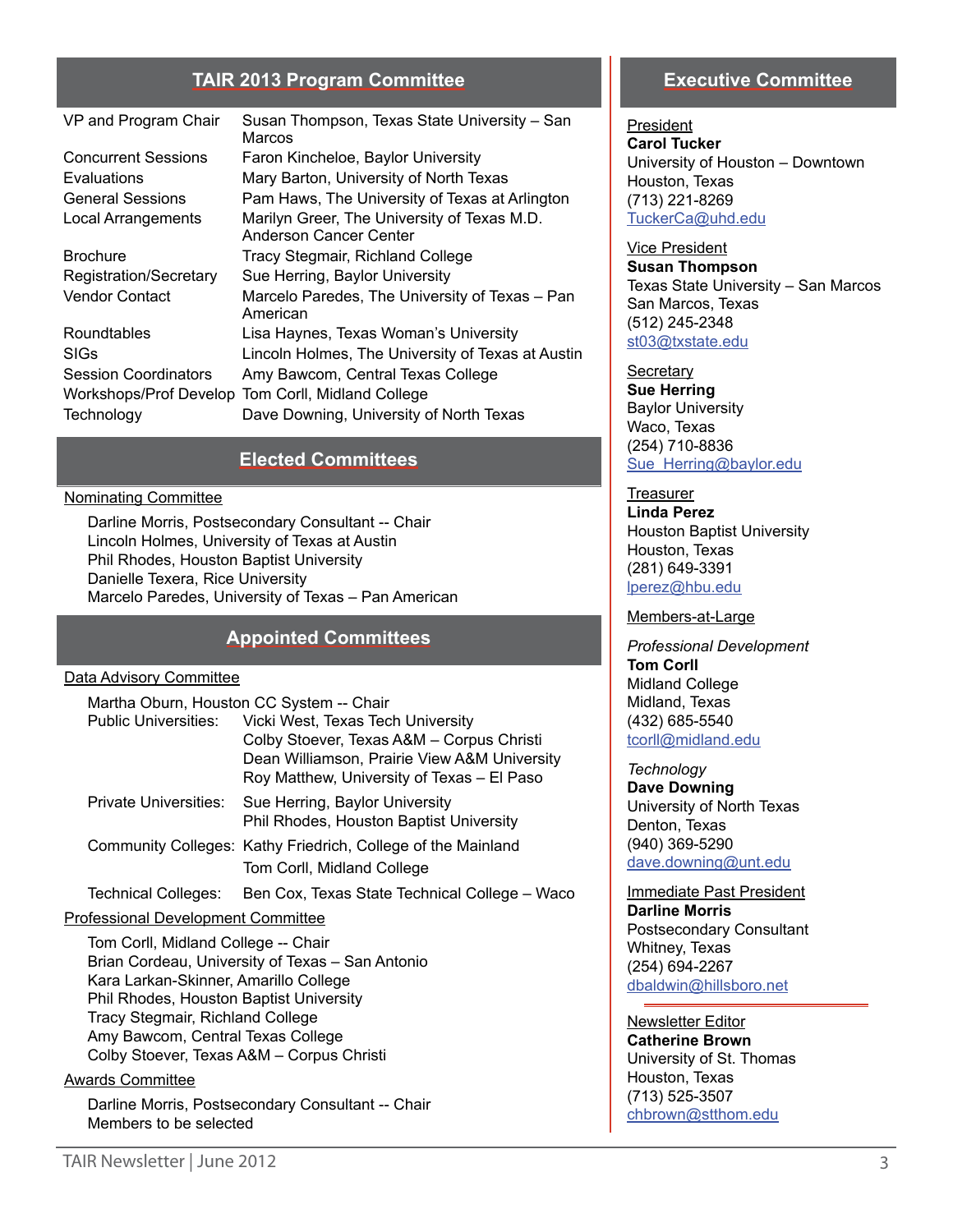## TAIR 2013 Program Committee

| | |
|---|---|
| VP and Program Chair | Susan Thompson, Texas State University – San Marcos |
| Concurrent Sessions | Faron Kincheloe, Baylor University |
| Evaluations | Mary Barton, University of North Texas |
| General Sessions | Pam Haws, The University of Texas at Arlington |
| Local Arrangements | Marilyn Greer, The University of Texas M.D. Anderson Cancer Center |
| Brochure | Tracy Stegmair, Richland College |
| Registration/Secretary | Sue Herring, Baylor University |
| Vendor Contact | Marcelo Paredes, The University of Texas – Pan American |
| Roundtables | Lisa Haynes, Texas Woman's University |
| SIGs | Lincoln Holmes, The University of Texas at Austin |
| Session Coordinators | Amy Bawcom, Central Texas College |
| Workshops/Prof Develop | Tom Corll, Midland College |
| Technology | Dave Downing, University of North Texas |

## Elected Committees

Nominating Committee

Darline Morris, Postsecondary Consultant -- Chair
Lincoln Holmes, University of Texas at Austin
Phil Rhodes, Houston Baptist University
Danielle Texera, Rice University
Marcelo Paredes, University of Texas – Pan American

## Appointed Committees

Data Advisory Committee

Martha Oburn, Houston CC System -- Chair

| | |
|---|---|
| Public Universities: | Vicki West, Texas Tech University<br>Colby Stoever, Texas A&M – Corpus Christi<br>Dean Williamson, Prairie View A&M University<br>Roy Matthew, University of Texas – El Paso |
| Private Universities: | Sue Herring, Baylor University<br>Phil Rhodes, Houston Baptist University |
| Community Colleges: | Kathy Friedrich, College of the Mainland<br>Tom Corll, Midland College |
| Technical Colleges: | Ben Cox, Texas State Technical College – Waco |

Professional Development Committee

Tom Corll, Midland College -- Chair
Brian Cordeau, University of Texas – San Antonio
Kara Larkan-Skinner, Amarillo College
Phil Rhodes, Houston Baptist University
Tracy Stegmair, Richland College
Amy Bawcom, Central Texas College
Colby Stoever, Texas A&M – Corpus Christi

Awards Committee

Darline Morris, Postsecondary Consultant -- Chair
Members to be selected

## Executive Committee

President
**Carol Tucker**
University of Houston – Downtown
Houston, Texas
(713) 221-8269
TuckerCa@uhd.edu

Vice President
**Susan Thompson**
Texas State University – San Marcos
San Marcos, Texas
(512) 245-2348
st03@txstate.edu

Secretary
**Sue Herring**
Baylor University
Waco, Texas
(254) 710-8836
Sue_Herring@baylor.edu

Treasurer
**Linda Perez**
Houston Baptist University
Houston, Texas
(281) 649-3391
lperez@hbu.edu

Members-at-Large

*Professional Development*
**Tom Corll**
Midland College
Midland, Texas
(432) 685-5540
tcorll@midland.edu

*Technology*
**Dave Downing**
University of North Texas
Denton, Texas
(940) 369-5290
dave.downing@unt.edu

Immediate Past President
**Darline Morris**
Postsecondary Consultant
Whitney, Texas
(254) 694-2267
dbaldwin@hillsboro.net

Newsletter Editor
**Catherine Brown**
University of St. Thomas
Houston, Texas
(713) 525-3507
chbrown@stthom.edu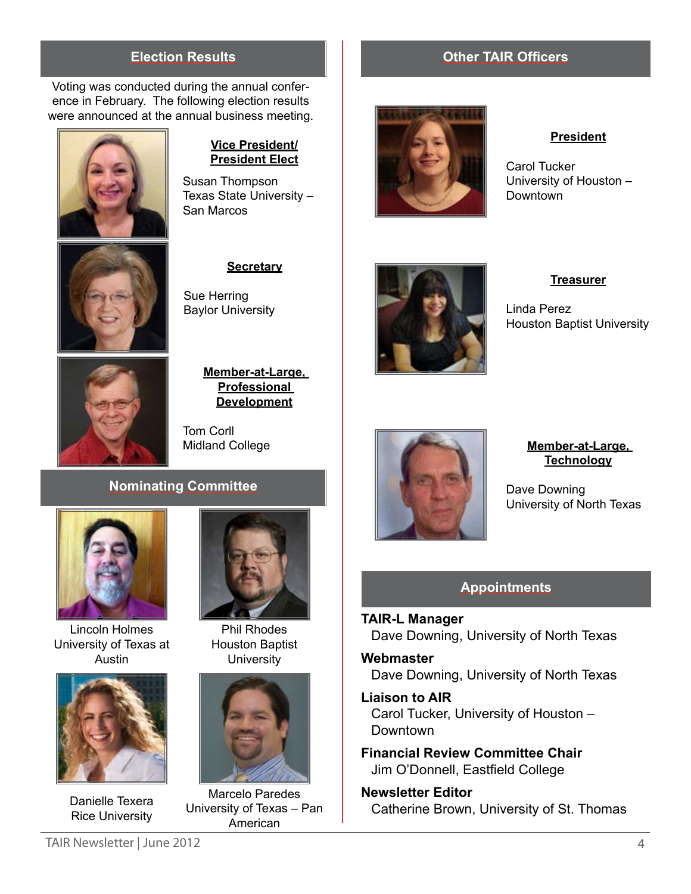## Election Results

Voting was conducted during the annual conference in February. The following election results were announced at the annual business meeting.

**Vice President/ President Elect**

Susan Thompson
Texas State University – San Marcos

**Secretary**

Sue Herring
Baylor University

**Member-at-Large, Professional Development**

Tom Corll
Midland College

## Nominating Committee

Lincoln Holmes
University of Texas at Austin

Phil Rhodes
Houston Baptist University

Danielle Texera
Rice University

Marcelo Paredes
University of Texas – Pan American

## Other TAIR Officers

**President**

Carol Tucker
University of Houston – Downtown

**Treasurer**

Linda Perez
Houston Baptist University

**Member-at-Large, Technology**

Dave Downing
University of North Texas

## Appointments

**TAIR-L Manager**
Dave Downing, University of North Texas

**Webmaster**
Dave Downing, University of North Texas

**Liaison to AIR**
Carol Tucker, University of Houston – Downtown

**Financial Review Committee Chair**
Jim O'Donnell, Eastfield College

**Newsletter Editor**
Catherine Brown, University of St. Thomas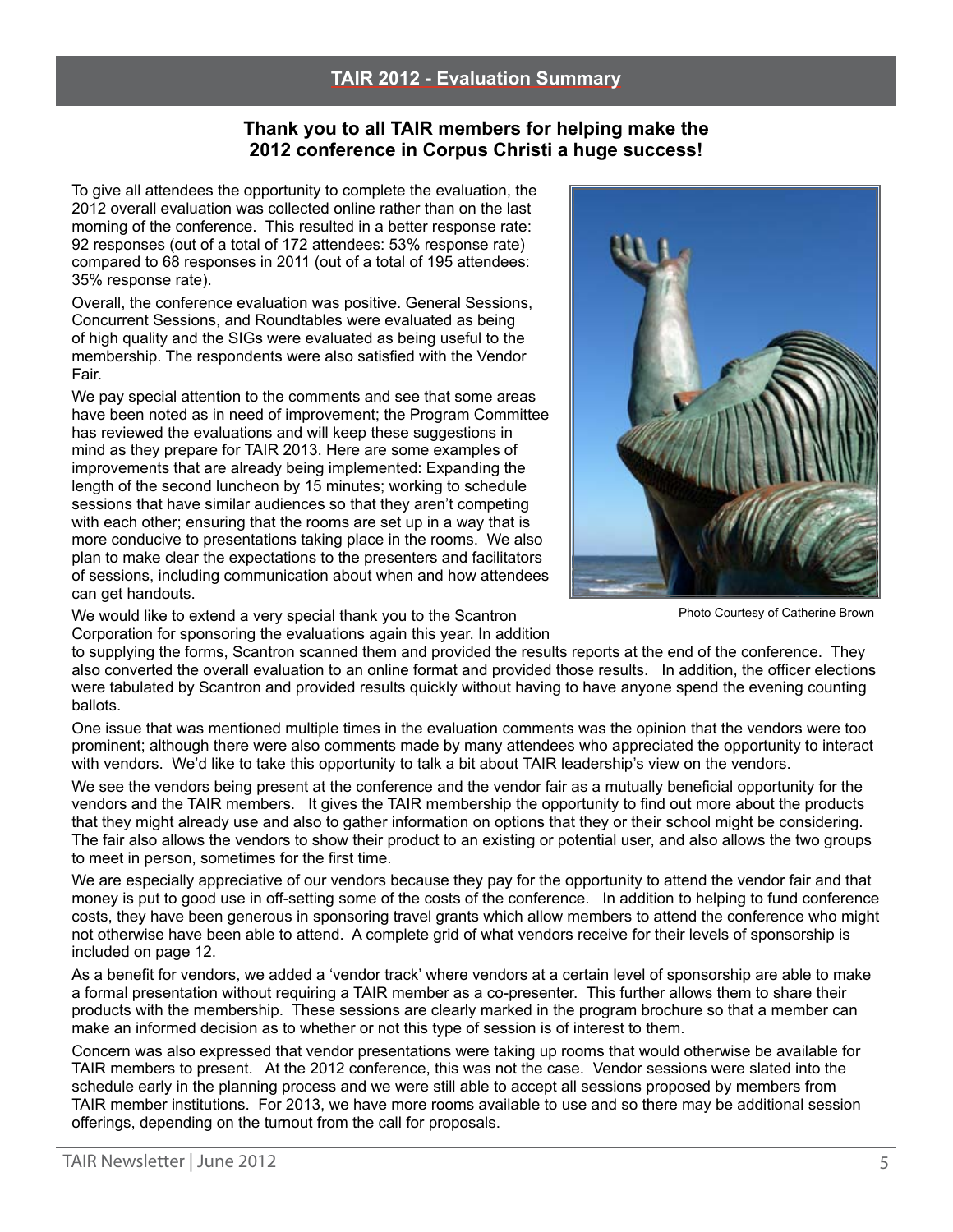# TAIR 2012 - Evaluation Summary

**Thank you to all TAIR members for helping make the 2012 conference in Corpus Christi a huge success!**

To give all attendees the opportunity to complete the evaluation, the 2012 overall evaluation was collected online rather than on the last morning of the conference. This resulted in a better response rate: 92 responses (out of a total of 172 attendees: 53% response rate) compared to 68 responses in 2011 (out of a total of 195 attendees: 35% response rate).

Overall, the conference evaluation was positive. General Sessions, Concurrent Sessions, and Roundtables were evaluated as being of high quality and the SIGs were evaluated as being useful to the membership. The respondents were also satisfied with the Vendor Fair.

We pay special attention to the comments and see that some areas have been noted as in need of improvement; the Program Committee has reviewed the evaluations and will keep these suggestions in mind as they prepare for TAIR 2013. Here are some examples of improvements that are already being implemented: Expanding the length of the second luncheon by 15 minutes; working to schedule sessions that have similar audiences so that they aren't competing with each other; ensuring that the rooms are set up in a way that is more conducive to presentations taking place in the rooms. We also plan to make clear the expectations to the presenters and facilitators of sessions, including communication about when and how attendees can get handouts.

Photo Courtesy of Catherine Brown

We would like to extend a very special thank you to the Scantron Corporation for sponsoring the evaluations again this year. In addition to supplying the forms, Scantron scanned them and provided the results reports at the end of the conference. They also converted the overall evaluation to an online format and provided those results. In addition, the officer elections were tabulated by Scantron and provided results quickly without having to have anyone spend the evening counting ballots.

One issue that was mentioned multiple times in the evaluation comments was the opinion that the vendors were too prominent; although there were also comments made by many attendees who appreciated the opportunity to interact with vendors. We'd like to take this opportunity to talk a bit about TAIR leadership's view on the vendors.

We see the vendors being present at the conference and the vendor fair as a mutually beneficial opportunity for the vendors and the TAIR members. It gives the TAIR membership the opportunity to find out more about the products that they might already use and also to gather information on options that they or their school might be considering. The fair also allows the vendors to show their product to an existing or potential user, and also allows the two groups to meet in person, sometimes for the first time.

We are especially appreciative of our vendors because they pay for the opportunity to attend the vendor fair and that money is put to good use in off-setting some of the costs of the conference. In addition to helping to fund conference costs, they have been generous in sponsoring travel grants which allow members to attend the conference who might not otherwise have been able to attend. A complete grid of what vendors receive for their levels of sponsorship is included on page 12.

As a benefit for vendors, we added a 'vendor track' where vendors at a certain level of sponsorship are able to make a formal presentation without requiring a TAIR member as a co-presenter. This further allows them to share their products with the membership. These sessions are clearly marked in the program brochure so that a member can make an informed decision as to whether or not this type of session is of interest to them.

Concern was also expressed that vendor presentations were taking up rooms that would otherwise be available for TAIR members to present. At the 2012 conference, this was not the case. Vendor sessions were slated into the schedule early in the planning process and we were still able to accept all sessions proposed by members from TAIR member institutions. For 2013, we have more rooms available to use and so there may be additional session offerings, depending on the turnout from the call for proposals.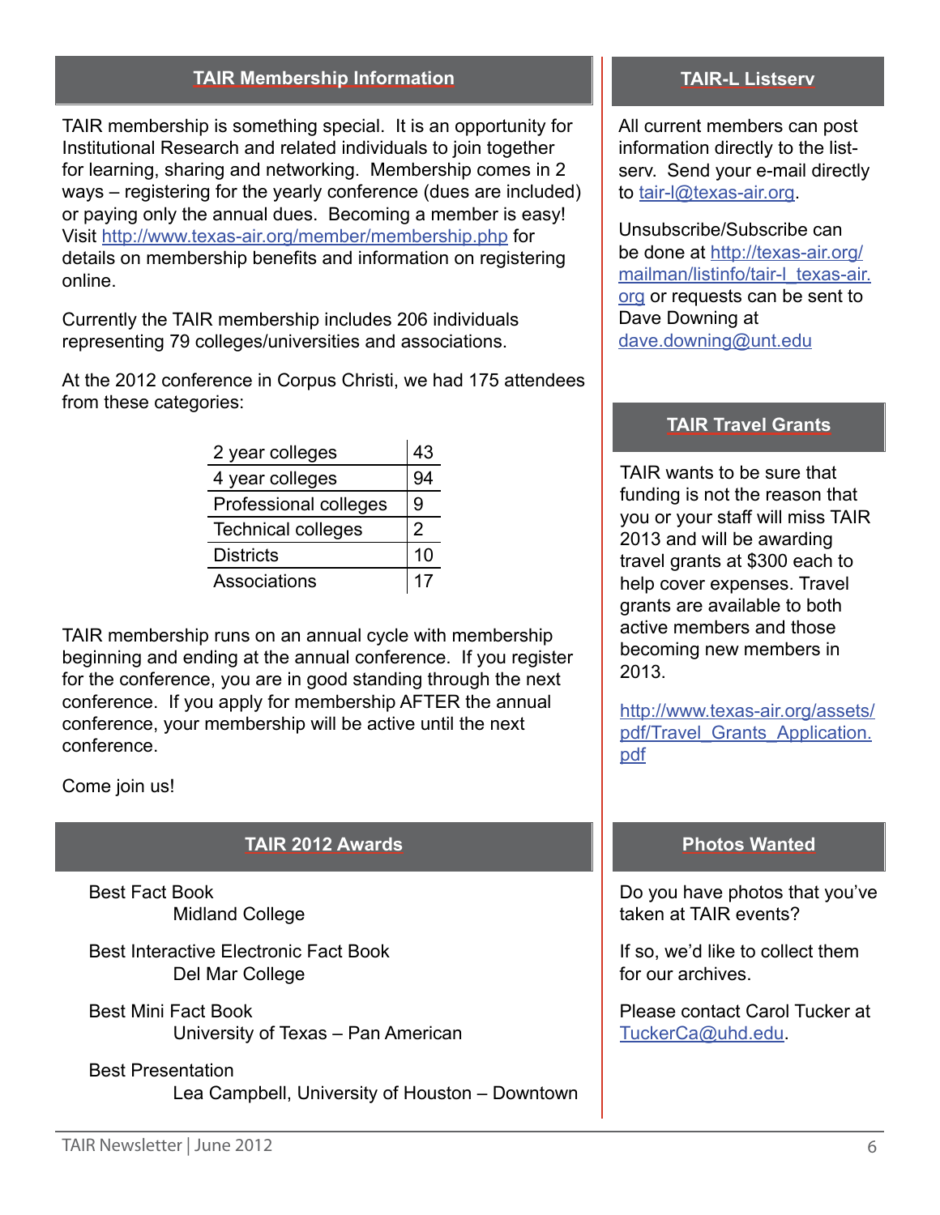## TAIR Membership Information

TAIR membership is something special. It is an opportunity for Institutional Research and related individuals to join together for learning, sharing and networking. Membership comes in 2 ways – registering for the yearly conference (dues are included) or paying only the annual dues. Becoming a member is easy! Visit http://www.texas-air.org/member/membership.php for details on membership benefits and information on registering online.

Currently the TAIR membership includes 206 individuals representing 79 colleges/universities and associations.

At the 2012 conference in Corpus Christi, we had 175 attendees from these categories:

| Category | Count |
|---|---|
| 2 year colleges | 43 |
| 4 year colleges | 94 |
| Professional colleges | 9 |
| Technical colleges | 2 |
| Districts | 10 |
| Associations | 17 |

TAIR membership runs on an annual cycle with membership beginning and ending at the annual conference. If you register for the conference, you are in good standing through the next conference. If you apply for membership AFTER the annual conference, your membership will be active until the next conference.

Come join us!

## TAIR 2012 Awards

Best Fact Book
Midland College

Best Interactive Electronic Fact Book
Del Mar College

Best Mini Fact Book
University of Texas – Pan American

Best Presentation
Lea Campbell, University of Houston – Downtown

## TAIR-L Listserv

All current members can post information directly to the list-serv. Send your e-mail directly to tair-l@texas-air.org.

Unsubscribe/Subscribe can be done at http://texas-air.org/mailman/listinfo/tair-l_texas-air.org or requests can be sent to Dave Downing at dave.downing@unt.edu

## TAIR Travel Grants

TAIR wants to be sure that funding is not the reason that you or your staff will miss TAIR 2013 and will be awarding travel grants at $300 each to help cover expenses. Travel grants are available to both active members and those becoming new members in 2013.

http://www.texas-air.org/assets/pdf/Travel_Grants_Application.pdf

## Photos Wanted

Do you have photos that you've taken at TAIR events?

If so, we'd like to collect them for our archives.

Please contact Carol Tucker at TuckerCa@uhd.edu.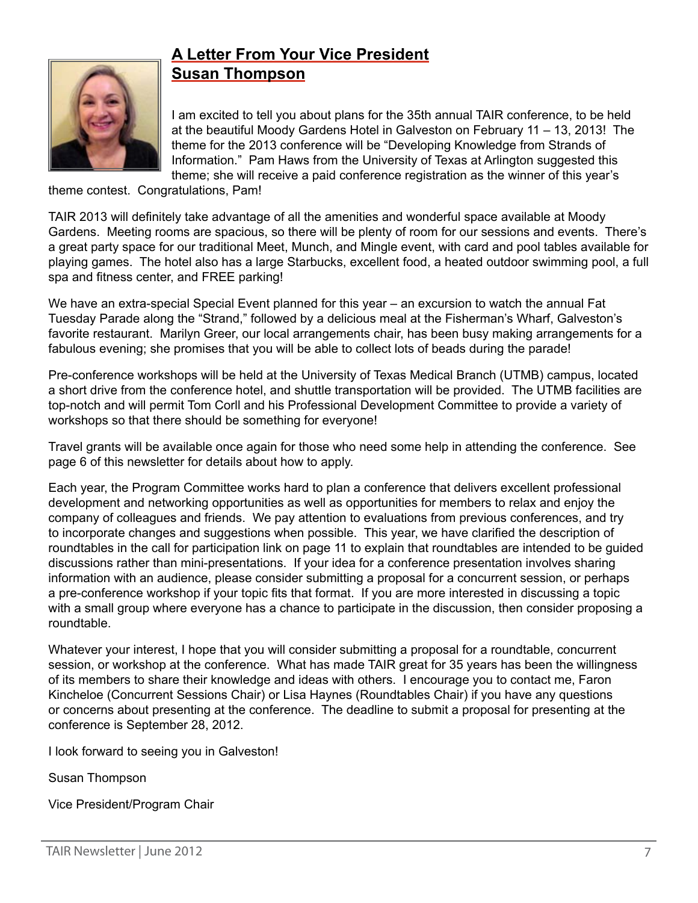## A Letter From Your Vice President Susan Thompson

I am excited to tell you about plans for the 35th annual TAIR conference, to be held at the beautiful Moody Gardens Hotel in Galveston on February 11 – 13, 2013! The theme for the 2013 conference will be "Developing Knowledge from Strands of Information." Pam Haws from the University of Texas at Arlington suggested this theme; she will receive a paid conference registration as the winner of this year's theme contest. Congratulations, Pam!

TAIR 2013 will definitely take advantage of all the amenities and wonderful space available at Moody Gardens. Meeting rooms are spacious, so there will be plenty of room for our sessions and events. There's a great party space for our traditional Meet, Munch, and Mingle event, with card and pool tables available for playing games. The hotel also has a large Starbucks, excellent food, a heated outdoor swimming pool, a full spa and fitness center, and FREE parking!

We have an extra-special Special Event planned for this year – an excursion to watch the annual Fat Tuesday Parade along the "Strand," followed by a delicious meal at the Fisherman's Wharf, Galveston's favorite restaurant. Marilyn Greer, our local arrangements chair, has been busy making arrangements for a fabulous evening; she promises that you will be able to collect lots of beads during the parade!

Pre-conference workshops will be held at the University of Texas Medical Branch (UTMB) campus, located a short drive from the conference hotel, and shuttle transportation will be provided. The UTMB facilities are top-notch and will permit Tom Corll and his Professional Development Committee to provide a variety of workshops so that there should be something for everyone!

Travel grants will be available once again for those who need some help in attending the conference. See page 6 of this newsletter for details about how to apply.

Each year, the Program Committee works hard to plan a conference that delivers excellent professional development and networking opportunities as well as opportunities for members to relax and enjoy the company of colleagues and friends. We pay attention to evaluations from previous conferences, and try to incorporate changes and suggestions when possible. This year, we have clarified the description of roundtables in the call for participation link on page 11 to explain that roundtables are intended to be guided discussions rather than mini-presentations. If your idea for a conference presentation involves sharing information with an audience, please consider submitting a proposal for a concurrent session, or perhaps a pre-conference workshop if your topic fits that format. If you are more interested in discussing a topic with a small group where everyone has a chance to participate in the discussion, then consider proposing a roundtable.

Whatever your interest, I hope that you will consider submitting a proposal for a roundtable, concurrent session, or workshop at the conference. What has made TAIR great for 35 years has been the willingness of its members to share their knowledge and ideas with others. I encourage you to contact me, Faron Kincheloe (Concurrent Sessions Chair) or Lisa Haynes (Roundtables Chair) if you have any questions or concerns about presenting at the conference. The deadline to submit a proposal for presenting at the conference is September 28, 2012.

I look forward to seeing you in Galveston!

Susan Thompson

Vice President/Program Chair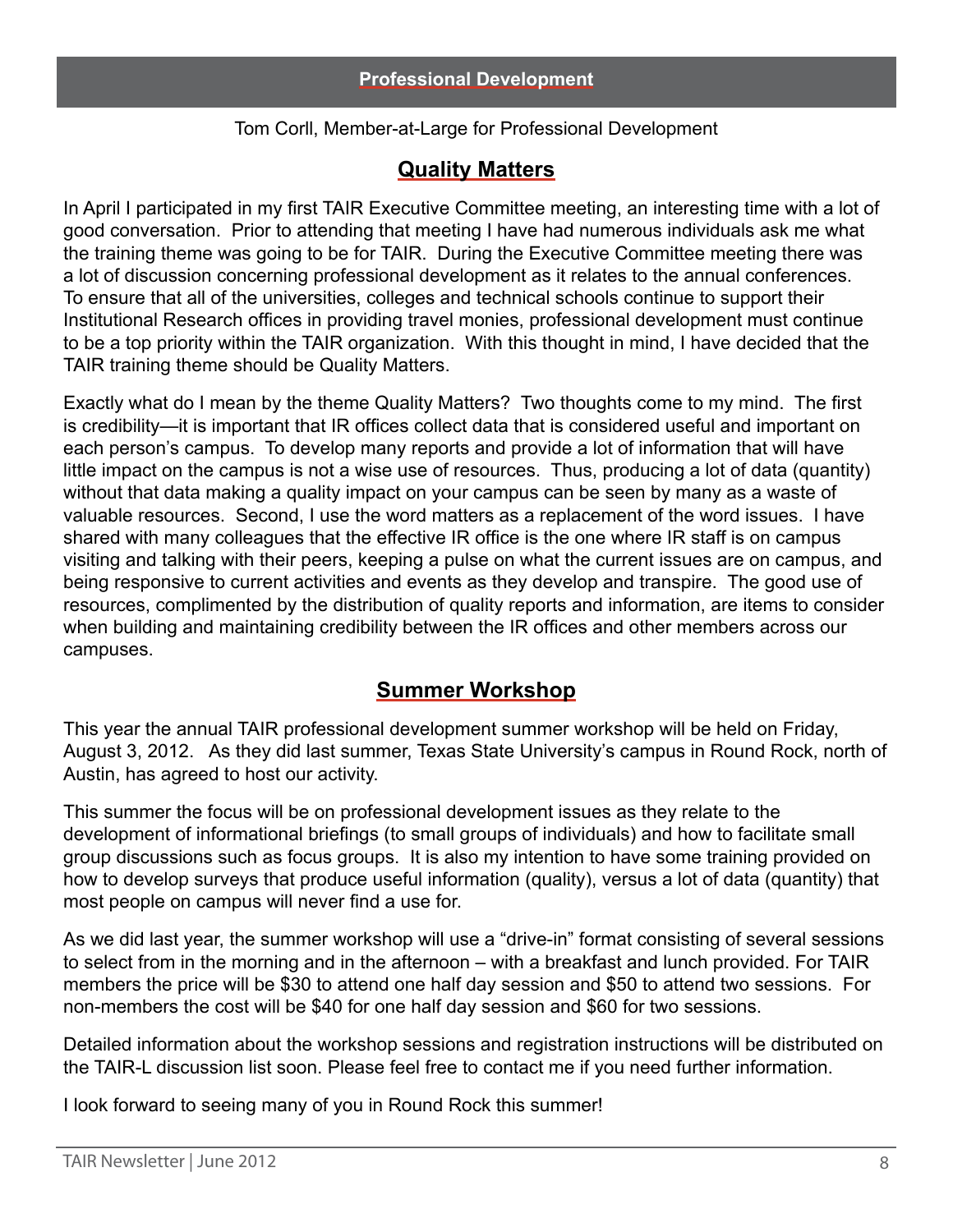## Professional Development

Tom Corll, Member-at-Large for Professional Development

### Quality Matters

In April I participated in my first TAIR Executive Committee meeting, an interesting time with a lot of good conversation. Prior to attending that meeting I have had numerous individuals ask me what the training theme was going to be for TAIR. During the Executive Committee meeting there was a lot of discussion concerning professional development as it relates to the annual conferences. To ensure that all of the universities, colleges and technical schools continue to support their Institutional Research offices in providing travel monies, professional development must continue to be a top priority within the TAIR organization. With this thought in mind, I have decided that the TAIR training theme should be Quality Matters.

Exactly what do I mean by the theme Quality Matters? Two thoughts come to my mind. The first is credibility—it is important that IR offices collect data that is considered useful and important on each person's campus. To develop many reports and provide a lot of information that will have little impact on the campus is not a wise use of resources. Thus, producing a lot of data (quantity) without that data making a quality impact on your campus can be seen by many as a waste of valuable resources. Second, I use the word matters as a replacement of the word issues. I have shared with many colleagues that the effective IR office is the one where IR staff is on campus visiting and talking with their peers, keeping a pulse on what the current issues are on campus, and being responsive to current activities and events as they develop and transpire. The good use of resources, complimented by the distribution of quality reports and information, are items to consider when building and maintaining credibility between the IR offices and other members across our campuses.

### Summer Workshop

This year the annual TAIR professional development summer workshop will be held on Friday, August 3, 2012. As they did last summer, Texas State University's campus in Round Rock, north of Austin, has agreed to host our activity.

This summer the focus will be on professional development issues as they relate to the development of informational briefings (to small groups of individuals) and how to facilitate small group discussions such as focus groups. It is also my intention to have some training provided on how to develop surveys that produce useful information (quality), versus a lot of data (quantity) that most people on campus will never find a use for.

As we did last year, the summer workshop will use a "drive-in" format consisting of several sessions to select from in the morning and in the afternoon – with a breakfast and lunch provided. For TAIR members the price will be $30 to attend one half day session and $50 to attend two sessions. For non-members the cost will be $40 for one half day session and $60 for two sessions.

Detailed information about the workshop sessions and registration instructions will be distributed on the TAIR-L discussion list soon. Please feel free to contact me if you need further information.

I look forward to seeing many of you in Round Rock this summer!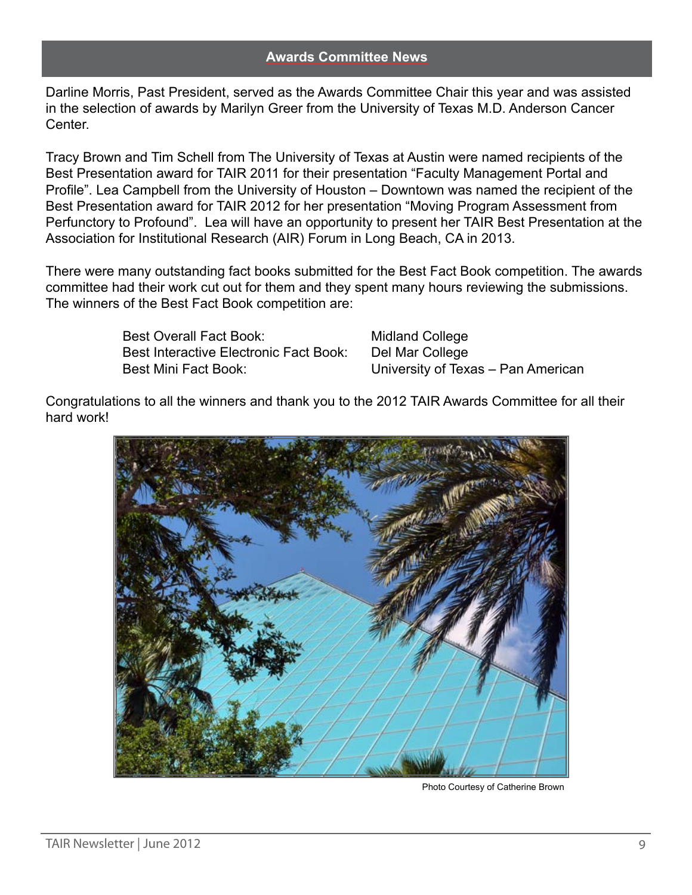## Awards Committee News

Darline Morris, Past President, served as the Awards Committee Chair this year and was assisted in the selection of awards by Marilyn Greer from the University of Texas M.D. Anderson Cancer Center.

Tracy Brown and Tim Schell from The University of Texas at Austin were named recipients of the Best Presentation award for TAIR 2011 for their presentation "Faculty Management Portal and Profile". Lea Campbell from the University of Houston – Downtown was named the recipient of the Best Presentation award for TAIR 2012 for her presentation "Moving Program Assessment from Perfunctory to Profound". Lea will have an opportunity to present her TAIR Best Presentation at the Association for Institutional Research (AIR) Forum in Long Beach, CA in 2013.

There were many outstanding fact books submitted for the Best Fact Book competition. The awards committee had their work cut out for them and they spent many hours reviewing the submissions. The winners of the Best Fact Book competition are:

| | |
|---|---|
| Best Overall Fact Book: | Midland College |
| Best Interactive Electronic Fact Book: | Del Mar College |
| Best Mini Fact Book: | University of Texas – Pan American |

Congratulations to all the winners and thank you to the 2012 TAIR Awards Committee for all their hard work!

Photo Courtesy of Catherine Brown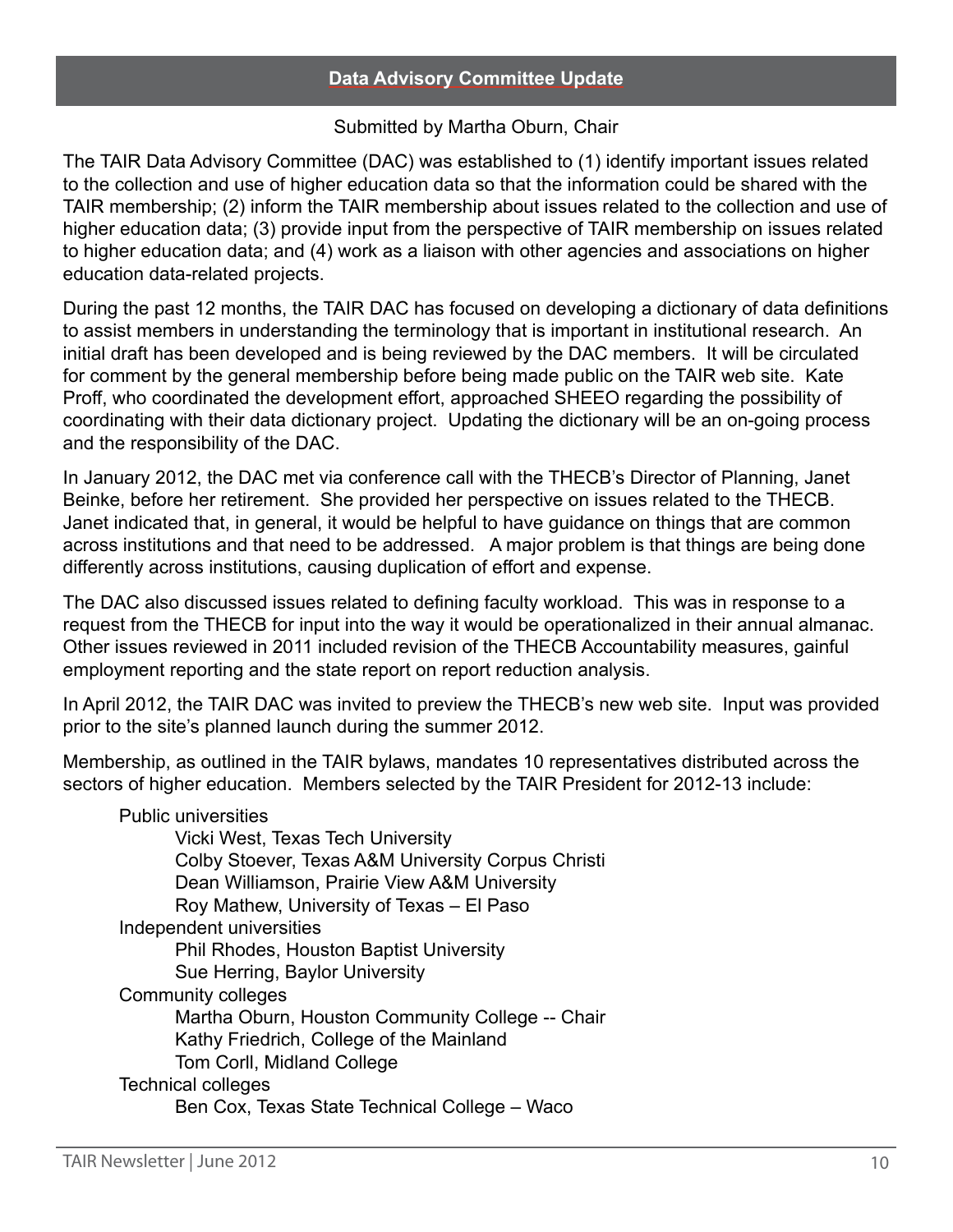## Data Advisory Committee Update

Submitted by Martha Oburn, Chair

The TAIR Data Advisory Committee (DAC) was established to (1) identify important issues related to the collection and use of higher education data so that the information could be shared with the TAIR membership; (2) inform the TAIR membership about issues related to the collection and use of higher education data; (3) provide input from the perspective of TAIR membership on issues related to higher education data; and (4) work as a liaison with other agencies and associations on higher education data-related projects.

During the past 12 months, the TAIR DAC has focused on developing a dictionary of data definitions to assist members in understanding the terminology that is important in institutional research. An initial draft has been developed and is being reviewed by the DAC members. It will be circulated for comment by the general membership before being made public on the TAIR web site. Kate Proff, who coordinated the development effort, approached SHEEO regarding the possibility of coordinating with their data dictionary project. Updating the dictionary will be an on-going process and the responsibility of the DAC.

In January 2012, the DAC met via conference call with the THECB's Director of Planning, Janet Beinke, before her retirement. She provided her perspective on issues related to the THECB. Janet indicated that, in general, it would be helpful to have guidance on things that are common across institutions and that need to be addressed. A major problem is that things are being done differently across institutions, causing duplication of effort and expense.

The DAC also discussed issues related to defining faculty workload. This was in response to a request from the THECB for input into the way it would be operationalized in their annual almanac. Other issues reviewed in 2011 included revision of the THECB Accountability measures, gainful employment reporting and the state report on report reduction analysis.

In April 2012, the TAIR DAC was invited to preview the THECB's new web site. Input was provided prior to the site's planned launch during the summer 2012.

Membership, as outlined in the TAIR bylaws, mandates 10 representatives distributed across the sectors of higher education. Members selected by the TAIR President for 2012-13 include:

- Public universities
  - Vicki West, Texas Tech University
  - Colby Stoever, Texas A&M University Corpus Christi
  - Dean Williamson, Prairie View A&M University
  - Roy Mathew, University of Texas – El Paso
- Independent universities
  - Phil Rhodes, Houston Baptist University
  - Sue Herring, Baylor University
- Community colleges
  - Martha Oburn, Houston Community College -- Chair
  - Kathy Friedrich, College of the Mainland
  - Tom Corll, Midland College
- Technical colleges
  - Ben Cox, Texas State Technical College – Waco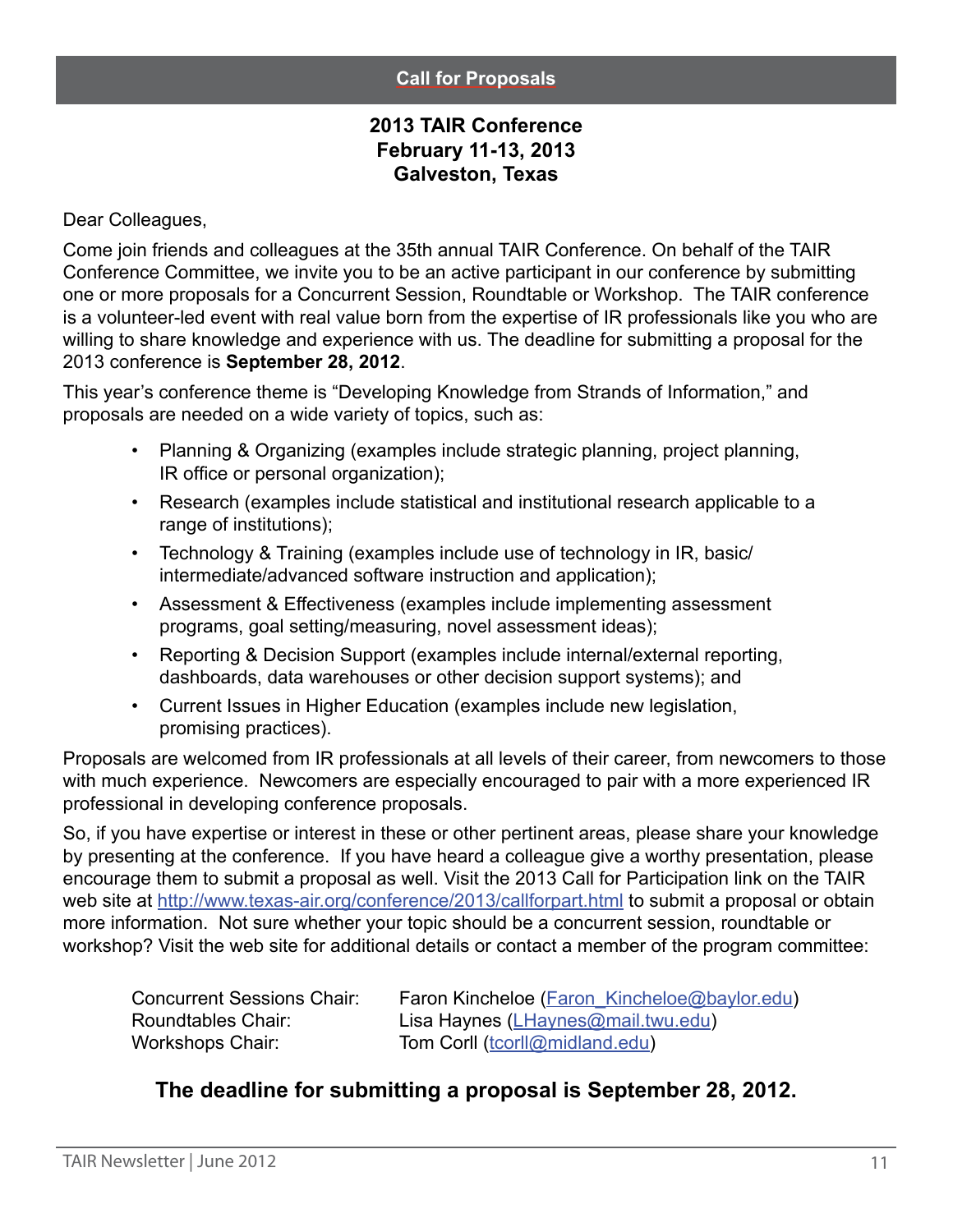## Call for Proposals

### 2013 TAIR Conference
### February 11-13, 2013
### Galveston, Texas

Dear Colleagues,

Come join friends and colleagues at the 35th annual TAIR Conference. On behalf of the TAIR Conference Committee, we invite you to be an active participant in our conference by submitting one or more proposals for a Concurrent Session, Roundtable or Workshop. The TAIR conference is a volunteer-led event with real value born from the expertise of IR professionals like you who are willing to share knowledge and experience with us. The deadline for submitting a proposal for the 2013 conference is **September 28, 2012**.

This year's conference theme is "Developing Knowledge from Strands of Information," and proposals are needed on a wide variety of topics, such as:

- Planning & Organizing (examples include strategic planning, project planning, IR office or personal organization);
- Research (examples include statistical and institutional research applicable to a range of institutions);
- Technology & Training (examples include use of technology in IR, basic/intermediate/advanced software instruction and application);
- Assessment & Effectiveness (examples include implementing assessment programs, goal setting/measuring, novel assessment ideas);
- Reporting & Decision Support (examples include internal/external reporting, dashboards, data warehouses or other decision support systems); and
- Current Issues in Higher Education (examples include new legislation, promising practices).

Proposals are welcomed from IR professionals at all levels of their career, from newcomers to those with much experience. Newcomers are especially encouraged to pair with a more experienced IR professional in developing conference proposals.

So, if you have expertise or interest in these or other pertinent areas, please share your knowledge by presenting at the conference. If you have heard a colleague give a worthy presentation, please encourage them to submit a proposal as well. Visit the 2013 Call for Participation link on the TAIR web site at http://www.texas-air.org/conference/2013/callforpart.html to submit a proposal or obtain more information. Not sure whether your topic should be a concurrent session, roundtable or workshop? Visit the web site for additional details or contact a member of the program committee:

| | |
|---|---|
| Concurrent Sessions Chair: | Faron Kincheloe (Faron_Kincheloe@baylor.edu) |
| Roundtables Chair: | Lisa Haynes (LHaynes@mail.twu.edu) |
| Workshops Chair: | Tom Corll (tcorll@midland.edu) |

**The deadline for submitting a proposal is September 28, 2012.**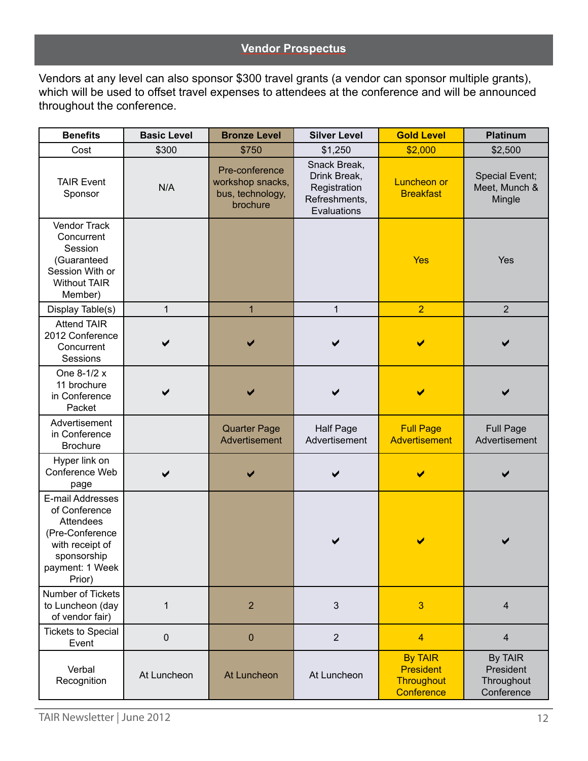## Vendor Prospectus

Vendors at any level can also sponsor $300 travel grants (a vendor can sponsor multiple grants), which will be used to offset travel expenses to attendees at the conference and will be announced throughout the conference.

| Benefits | Basic Level | Bronze Level | Silver Level | Gold Level | Platinum |
|---|---|---|---|---|---|
| Cost | $300 | $750 | $1,250 | $2,000 | $2,500 |
| TAIR Event Sponsor | N/A | Pre-conference workshop snacks, bus, technology, brochure | Snack Break, Drink Break, Registration Refreshments, Evaluations | Luncheon or Breakfast | Special Event; Meet, Munch & Mingle |
| Vendor Track Concurrent Session (Guaranteed Session With or Without TAIR Member) | | | | Yes | Yes |
| Display Table(s) | 1 | 1 | 1 | 2 | 2 |
| Attend TAIR 2012 Conference Concurrent Sessions | ✔ | ✔ | ✔ | ✔ | ✔ |
| One 8-1/2 x 11 brochure in Conference Packet | ✔ | ✔ | ✔ | ✔ | ✔ |
| Advertisement in Conference Brochure | | Quarter Page Advertisement | Half Page Advertisement | Full Page Advertisement | Full Page Advertisement |
| Hyper link on Conference Web page | ✔ | ✔ | ✔ | ✔ | ✔ |
| E-mail Addresses of Conference Attendees (Pre-Conference with receipt of sponsorship payment: 1 Week Prior) | | | ✔ | ✔ | ✔ |
| Number of Tickets to Luncheon (day of vendor fair) | 1 | 2 | 3 | 3 | 4 |
| Tickets to Special Event | 0 | 0 | 2 | 4 | 4 |
| Verbal Recognition | At Luncheon | At Luncheon | At Luncheon | By TAIR President Throughout Conference | By TAIR President Throughout Conference |